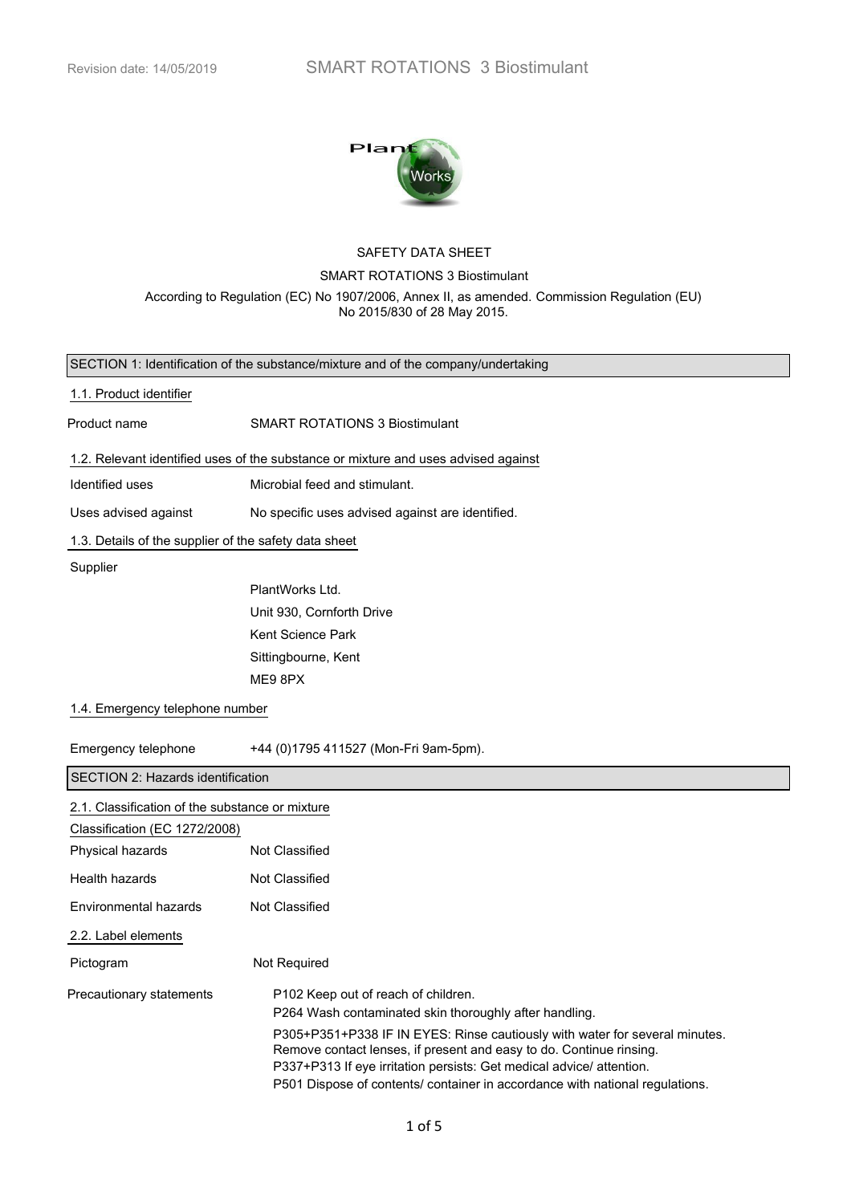# SAFETY DATA SHEET

SMART ROTATIONS 3 Biostimulant

According to Regulation (EC) No 1907/2006, Annex II, as amended. Commission Regulation (EU) No 2015/830 of 28 May 2015.

## SECTION 1: Identification of the substance/mixture and of the company/undertaking

### 1.1. Product identifier

Product name: SMART ROTATIONS 3 Biostimulant

### 1.2. Relevant identified uses of the substance or mixture and uses advised against

Identified uses: Microbial feed and stimulant.

Uses advised against: No specific uses advised against are identified.

### 1.3. Details of the supplier of the safety data sheet

Supplier

PlantWorks Ltd.
Unit 930, Cornforth Drive
Kent Science Park
Sittingbourne, Kent
ME9 8PX

### 1.4. Emergency telephone number

Emergency telephone: +44 (0)1795 411527 (Mon-Fri 9am-5pm).

## SECTION 2: Hazards identification

### 2.1. Classification of the substance or mixture

Classification (EC 1272/2008)

Physical hazards: Not Classified

Health hazards: Not Classified

Environmental hazards: Not Classified

### 2.2. Label elements

Pictogram: Not Required

Precautionary statements:

P102 Keep out of reach of children.
P264 Wash contaminated skin thoroughly after handling.
P305+P351+P338 IF IN EYES: Rinse cautiously with water for several minutes. Remove contact lenses, if present and easy to do. Continue rinsing.
P337+P313 If eye irritation persists: Get medical advice/ attention.
P501 Dispose of contents/ container in accordance with national regulations.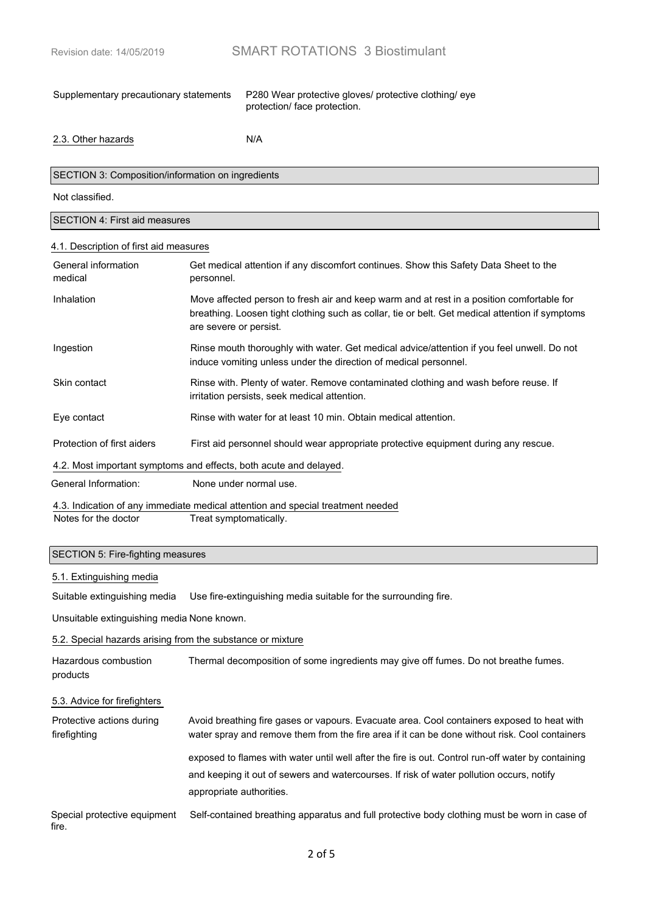Supplementary precautionary statements P280 Wear protective gloves/ protective clothing/ eye protection/ face protection.

2.3. Other hazards N/A

## SECTION 3: Composition/information on ingredients

Not classified.

## SECTION 4: First aid measures

### 4.1. Description of first aid measures

| | |
|---|---|
| General information medical | Get medical attention if any discomfort continues. Show this Safety Data Sheet to the personnel. |
| Inhalation | Move affected person to fresh air and keep warm and at rest in a position comfortable for breathing. Loosen tight clothing such as collar, tie or belt. Get medical attention if symptoms are severe or persist. |
| Ingestion | Rinse mouth thoroughly with water. Get medical advice/attention if you feel unwell. Do not induce vomiting unless under the direction of medical personnel. |
| Skin contact | Rinse with. Plenty of water. Remove contaminated clothing and wash before reuse. If irritation persists, seek medical attention. |
| Eye contact | Rinse with water for at least 10 min. Obtain medical attention. |
| Protection of first aiders | First aid personnel should wear appropriate protective equipment during any rescue. |

### 4.2. Most important symptoms and effects, both acute and delayed.

General Information: None under normal use.

### 4.3. Indication of any immediate medical attention and special treatment needed

Notes for the doctor Treat symptomatically.

## SECTION 5: Fire-fighting measures

### 5.1. Extinguishing media

Suitable extinguishing media Use fire-extinguishing media suitable for the surrounding fire.

Unsuitable extinguishing media None known.

### 5.2. Special hazards arising from the substance or mixture

Hazardous combustion products Thermal decomposition of some ingredients may give off fumes. Do not breathe fumes.

### 5.3. Advice for firefighters

Protective actions during firefighting Avoid breathing fire gases or vapours. Evacuate area. Cool containers exposed to heat with water spray and remove them from the fire area if it can be done without risk. Cool containers exposed to flames with water until well after the fire is out. Control run-off water by containing and keeping it out of sewers and watercourses. If risk of water pollution occurs, notify appropriate authorities.

Special protective equipment fire. Self-contained breathing apparatus and full protective body clothing must be worn in case of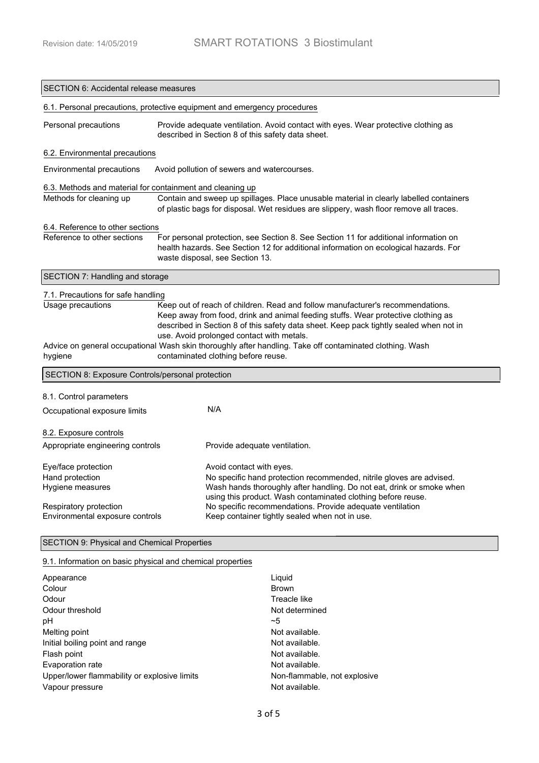## SECTION 6: Accidental release measures

### 6.1. Personal precautions, protective equipment and emergency procedures

| | |
|---|---|
| Personal precautions | Provide adequate ventilation. Avoid contact with eyes. Wear protective clothing as described in Section 8 of this safety data sheet. |

### 6.2. Environmental precautions

| | |
|---|---|
| Environmental precautions | Avoid pollution of sewers and watercourses. |

### 6.3. Methods and material for containment and cleaning up

| | |
|---|---|
| Methods for cleaning up | Contain and sweep up spillages. Place unusable material in clearly labelled containers of plastic bags for disposal. Wet residues are slippery, wash floor remove all traces. |

### 6.4. Reference to other sections

| | |
|---|---|
| Reference to other sections | For personal protection, see Section 8. See Section 11 for additional information on health hazards. See Section 12 for additional information on ecological hazards. For waste disposal, see Section 13. |

## SECTION 7: Handling and storage

### 7.1. Precautions for safe handling

| | |
|---|---|
| Usage precautions | Keep out of reach of children. Read and follow manufacturer's recommendations. Keep away from food, drink and animal feeding stuffs. Wear protective clothing as described in Section 8 of this safety data sheet. Keep pack tightly sealed when not in use. Avoid prolonged contact with metals. |
| Advice on general occupational hygiene | Wash skin thoroughly after handling. Take off contaminated clothing. Wash contaminated clothing before reuse. |

## SECTION 8: Exposure Controls/personal protection

### 8.1. Control parameters

| | |
|---|---|
| Occupational exposure limits | N/A |

### 8.2. Exposure controls

| | |
|---|---|
| Appropriate engineering controls | Provide adequate ventilation. |
| Eye/face protection | Avoid contact with eyes. |
| Hand protection | No specific hand protection recommended, nitrile gloves are advised. |
| Hygiene measures | Wash hands thoroughly after handling. Do not eat, drink or smoke when using this product. Wash contaminated clothing before reuse. |
| Respiratory protection | No specific recommendations. Provide adequate ventilation |
| Environmental exposure controls | Keep container tightly sealed when not in use. |

## SECTION 9: Physical and Chemical Properties

### 9.1. Information on basic physical and chemical properties

| | |
|---|---|
| Appearance | Liquid |
| Colour | Brown |
| Odour | Treacle like |
| Odour threshold | Not determined |
| pH | ~5 |
| Melting point | Not available. |
| Initial boiling point and range | Not available. |
| Flash point | Not available. |
| Evaporation rate | Not available. |
| Upper/lower flammability or explosive limits | Non-flammable, not explosive |
| Vapour pressure | Not available. |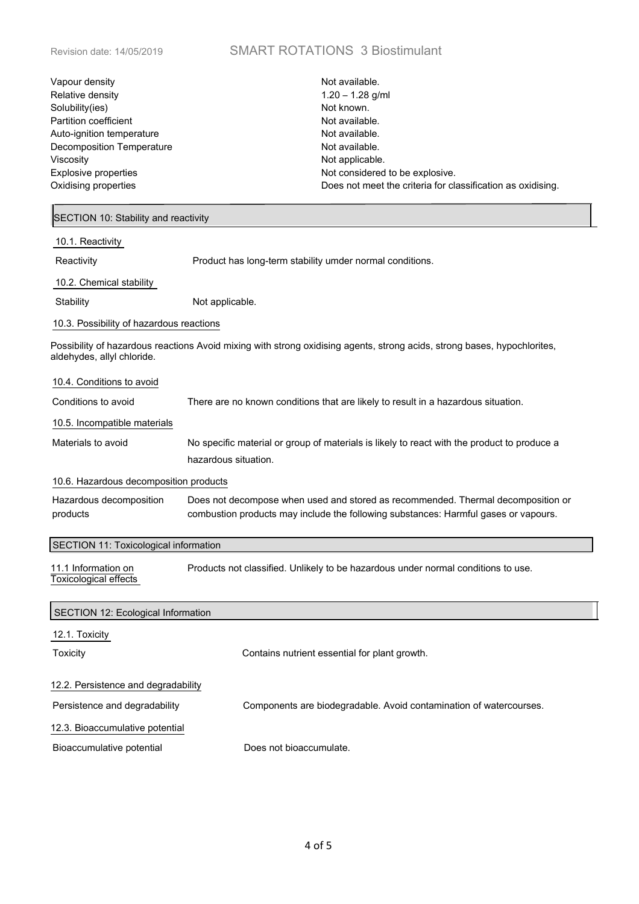| | |
|---|---|
| Vapour density | Not available. |
| Relative density | 1.20 – 1.28 g/ml |
| Solubility(ies) | Not known. |
| Partition coefficient | Not available. |
| Auto-ignition temperature | Not available. |
| Decomposition Temperature | Not available. |
| Viscosity | Not applicable. |
| Explosive properties | Not considered to be explosive. |
| Oxidising properties | Does not meet the criteria for classification as oxidising. |

## SECTION 10: Stability and reactivity

### 10.1. Reactivity

Reactivity — Product has long-term stability umder normal conditions.

### 10.2. Chemical stability

Stability — Not applicable.

### 10.3. Possibility of hazardous reactions

Possibility of hazardous reactions Avoid mixing with strong oxidising agents, strong acids, strong bases, hypochlorites, aldehydes, allyl chloride.

### 10.4. Conditions to avoid

Conditions to avoid — There are no known conditions that are likely to result in a hazardous situation.

### 10.5. Incompatible materials

Materials to avoid — No specific material or group of materials is likely to react with the product to produce a hazardous situation.

### 10.6. Hazardous decomposition products

Hazardous decomposition products — Does not decompose when used and stored as recommended. Thermal decomposition or combustion products may include the following substances: Harmful gases or vapours.

## SECTION 11: Toxicological information

11.1 Information on Toxicological effects — Products not classified. Unlikely to be hazardous under normal conditions to use.

## SECTION 12: Ecological Information

### 12.1. Toxicity

Toxicity — Contains nutrient essential for plant growth.

### 12.2. Persistence and degradability

Persistence and degradability — Components are biodegradable. Avoid contamination of watercourses.

### 12.3. Bioaccumulative potential

Bioaccumulative potential — Does not bioaccumulate.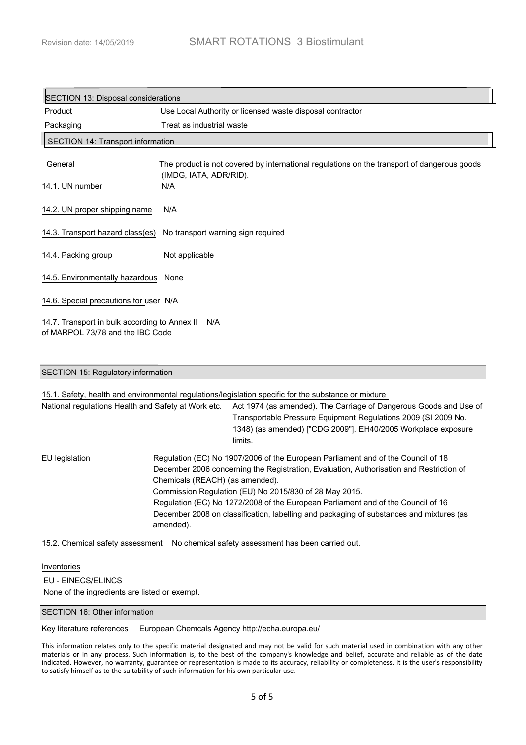## SECTION 13: Disposal considerations

| | |
|---|---|
| Product | Use Local Authority or licensed waste disposal contractor |
| Packaging | Treat as industrial waste |

## SECTION 14: Transport information

| | |
|---|---|
| General | The product is not covered by international regulations on the transport of dangerous goods (IMDG, IATA, ADR/RID). |
| 14.1. UN number | N/A |
| 14.2. UN proper shipping name | N/A |
| 14.3. Transport hazard class(es) | No transport warning sign required |
| 14.4. Packing group | Not applicable |
| 14.5. Environmentally hazardous | None |
| 14.6. Special precautions for user | N/A |
| 14.7. Transport in bulk according to Annex II of MARPOL 73/78 and the IBC Code | N/A |

## SECTION 15: Regulatory information

15.1. Safety, health and environmental regulations/legislation specific for the substance or mixture

| | |
|---|---|
| National regulations Health and Safety at Work etc. | Act 1974 (as amended). The Carriage of Dangerous Goods and Use of Transportable Pressure Equipment Regulations 2009 (SI 2009 No. 1348) (as amended) ["CDG 2009"]. EH40/2005 Workplace exposure limits. |
| EU legislation | Regulation (EC) No 1907/2006 of the European Parliament and of the Council of 18 December 2006 concerning the Registration, Evaluation, Authorisation and Restriction of Chemicals (REACH) (as amended). Commission Regulation (EU) No 2015/830 of 28 May 2015. Regulation (EC) No 1272/2008 of the European Parliament and of the Council of 16 December 2008 on classification, labelling and packaging of substances and mixtures (as amended). |

15.2. Chemical safety assessment No chemical safety assessment has been carried out.

Inventories

EU - EINECS/ELINCS

None of the ingredients are listed or exempt.

## SECTION 16: Other information

Key literature references European Chemcals Agency http://echa.europa.eu/

This information relates only to the specific material designated and may not be valid for such material used in combination with any other materials or in any process. Such information is, to the best of the company's knowledge and belief, accurate and reliable as of the date indicated. However, no warranty, guarantee or representation is made to its accuracy, reliability or completeness. It is the user's responsibility to satisfy himself as to the suitability of such information for his own particular use.